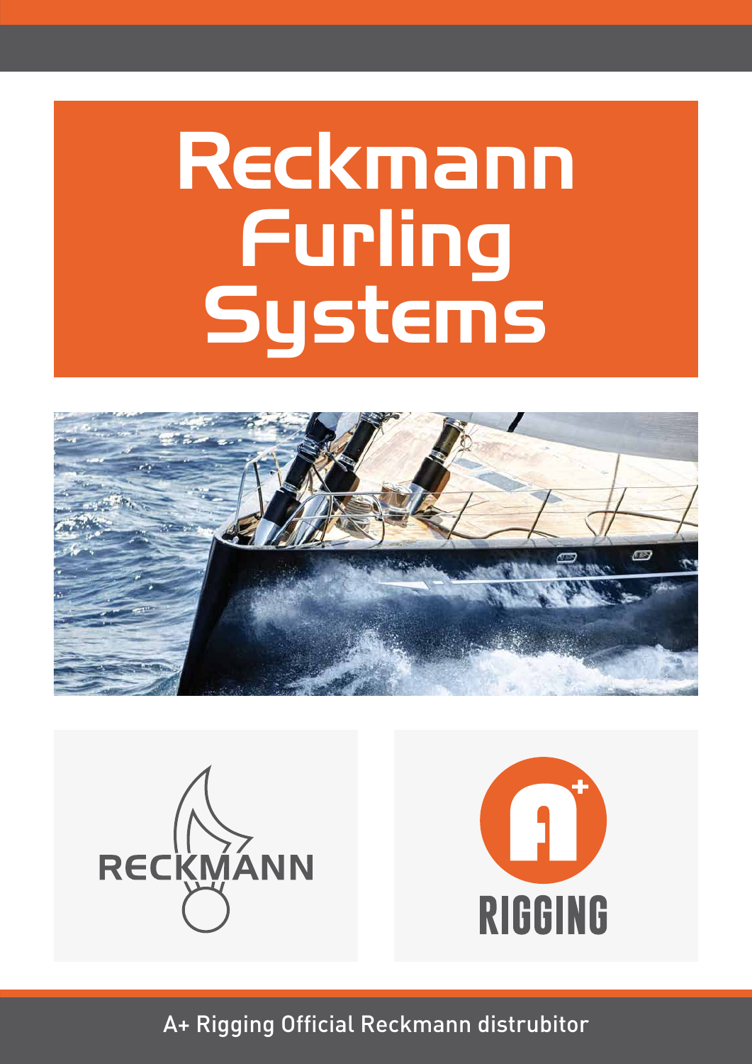# Reckmann Furling Systems

RECKMANN

RIGGING

A+ Rigging Official Reckmann distrubitor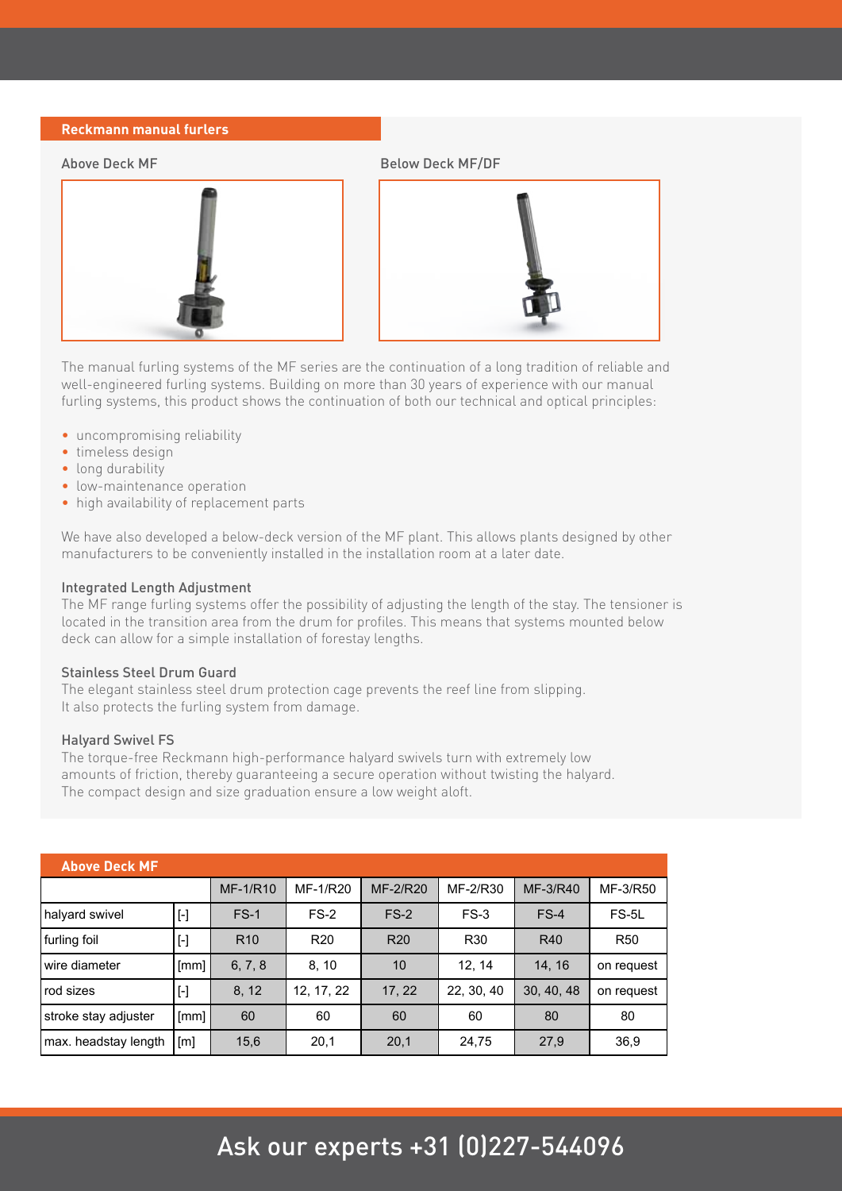## Reckmann manual furlers

Above Deck MF

Below Deck MF/DF

The manual furling systems of the MF series are the continuation of a long tradition of reliable and well-engineered furling systems. Building on more than 30 years of experience with our manual furling systems, this product shows the continuation of both our technical and optical principles:

- uncompromising reliability
- timeless design
- long durability
- low-maintenance operation
- high availability of replacement parts

We have also developed a below-deck version of the MF plant. This allows plants designed by other manufacturers to be conveniently installed in the installation room at a later date.

### Integrated Length Adjustment

The MF range furling systems offer the possibility of adjusting the length of the stay. The tensioner is located in the transition area from the drum for profiles. This means that systems mounted below deck can allow for a simple installation of forestay lengths.

### Stainless Steel Drum Guard

The elegant stainless steel drum protection cage prevents the reef line from slipping.
It also protects the furling system from damage.

### Halyard Swivel FS

The torque-free Reckmann high-performance halyard swivels turn with extremely low amounts of friction, thereby guaranteeing a secure operation without twisting the halyard.
The compact design and size graduation ensure a low weight aloft.

## Above Deck MF

| | | MF-1/R10 | MF-1/R20 | MF-2/R20 | MF-2/R30 | MF-3/R40 | MF-3/R50 |
|---|---|---|---|---|---|---|---|
| halyard swivel | [-] | FS-1 | FS-2 | FS-2 | FS-3 | FS-4 | FS-5L |
| furling foil | [-] | R10 | R20 | R20 | R30 | R40 | R50 |
| wire diameter | [mm] | 6, 7, 8 | 8, 10 | 10 | 12, 14 | 14, 16 | on request |
| rod sizes | [-] | 8, 12 | 12, 17, 22 | 17, 22 | 22, 30, 40 | 30, 40, 48 | on request |
| stroke stay adjuster | [mm] | 60 | 60 | 60 | 60 | 80 | 80 |
| max. headstay length | [m] | 15,6 | 20,1 | 20,1 | 24,75 | 27,9 | 36,9 |

Ask our experts +31 (0)227-544096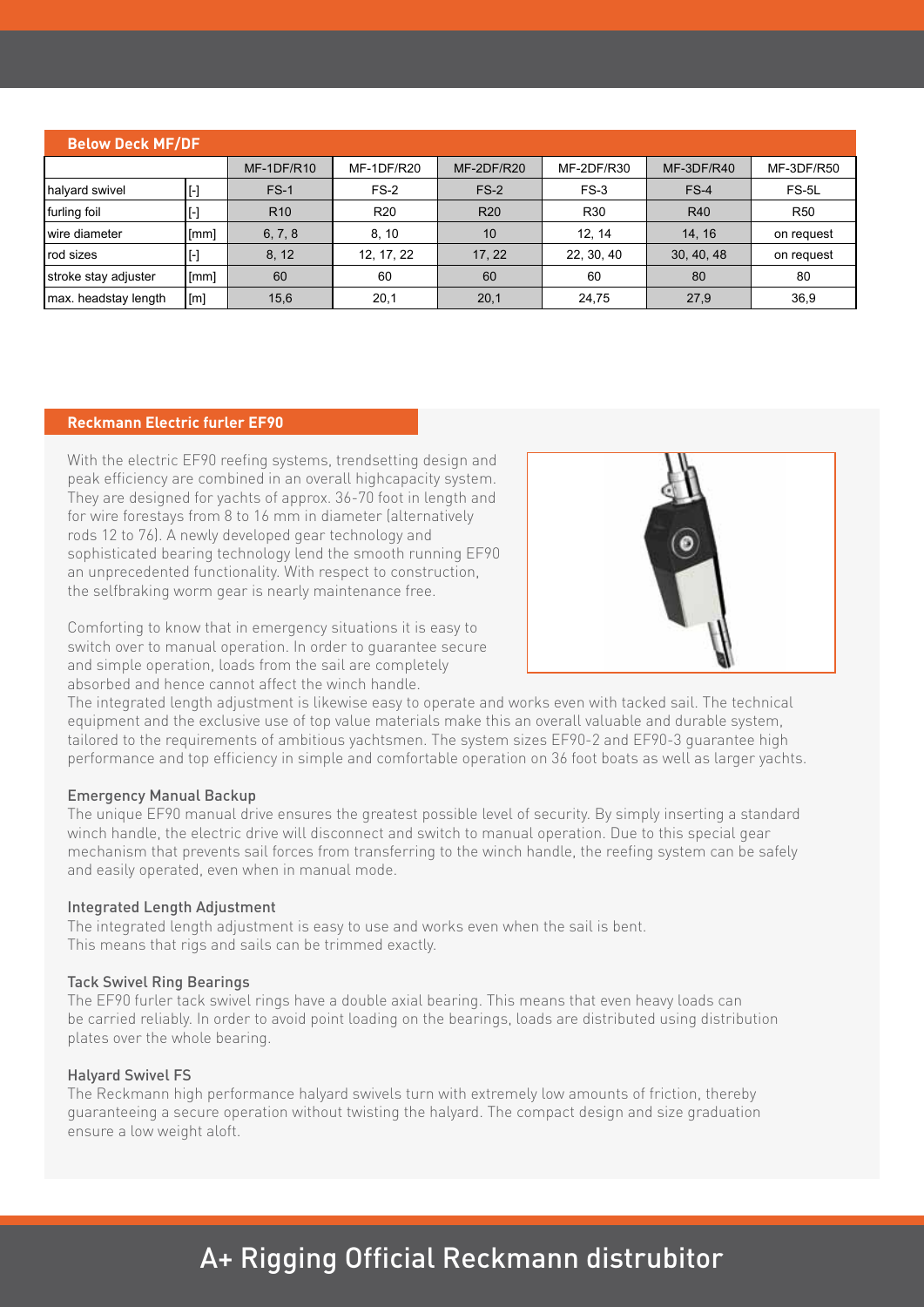## Below Deck MF/DF

| | | MF-1DF/R10 | MF-1DF/R20 | MF-2DF/R20 | MF-2DF/R30 | MF-3DF/R40 | MF-3DF/R50 |
|---|---|---|---|---|---|---|---|
| halyard swivel | [-] | FS-1 | FS-2 | FS-2 | FS-3 | FS-4 | FS-5L |
| furling foil | [-] | R10 | R20 | R20 | R30 | R40 | R50 |
| wire diameter | [mm] | 6, 7, 8 | 8, 10 | 10 | 12, 14 | 14, 16 | on request |
| rod sizes | [-] | 8, 12 | 12, 17, 22 | 17, 22 | 22, 30, 40 | 30, 40, 48 | on request |
| stroke stay adjuster | [mm] | 60 | 60 | 60 | 60 | 80 | 80 |
| max. headstay length | [m] | 15,6 | 20,1 | 20,1 | 24,75 | 27,9 | 36,9 |

## Reckmann Electric furler EF90

With the electric EF90 reefing systems, trendsetting design and peak efficiency are combined in an overall highcapacity system. They are designed for yachts of approx. 36-70 foot in length and for wire forestays from 8 to 16 mm in diameter (alternatively rods 12 to 76). A newly developed gear technology and sophisticated bearing technology lend the smooth running EF90 an unprecedented functionality. With respect to construction, the selfbraking worm gear is nearly maintenance free.

Comforting to know that in emergency situations it is easy to switch over to manual operation. In order to guarantee secure and simple operation, loads from the sail are completely absorbed and hence cannot affect the winch handle.
The integrated length adjustment is likewise easy to operate and works even with tacked sail. The technical equipment and the exclusive use of top value materials make this an overall valuable and durable system, tailored to the requirements of ambitious yachtsmen. The system sizes EF90-2 and EF90-3 guarantee high performance and top efficiency in simple and comfortable operation on 36 foot boats as well as larger yachts.

### Emergency Manual Backup

The unique EF90 manual drive ensures the greatest possible level of security. By simply inserting a standard winch handle, the electric drive will disconnect and switch to manual operation. Due to this special gear mechanism that prevents sail forces from transferring to the winch handle, the reefing system can be safely and easily operated, even when in manual mode.

### Integrated Length Adjustment

The integrated length adjustment is easy to use and works even when the sail is bent.
This means that rigs and sails can be trimmed exactly.

### Tack Swivel Ring Bearings

The EF90 furler tack swivel rings have a double axial bearing. This means that even heavy loads can be carried reliably. In order to avoid point loading on the bearings, loads are distributed using distribution plates over the whole bearing.

### Halyard Swivel FS

The Reckmann high performance halyard swivels turn with extremely low amounts of friction, thereby guaranteeing a secure operation without twisting the halyard. The compact design and size graduation ensure a low weight aloft.

A+ Rigging Official Reckmann distrubitor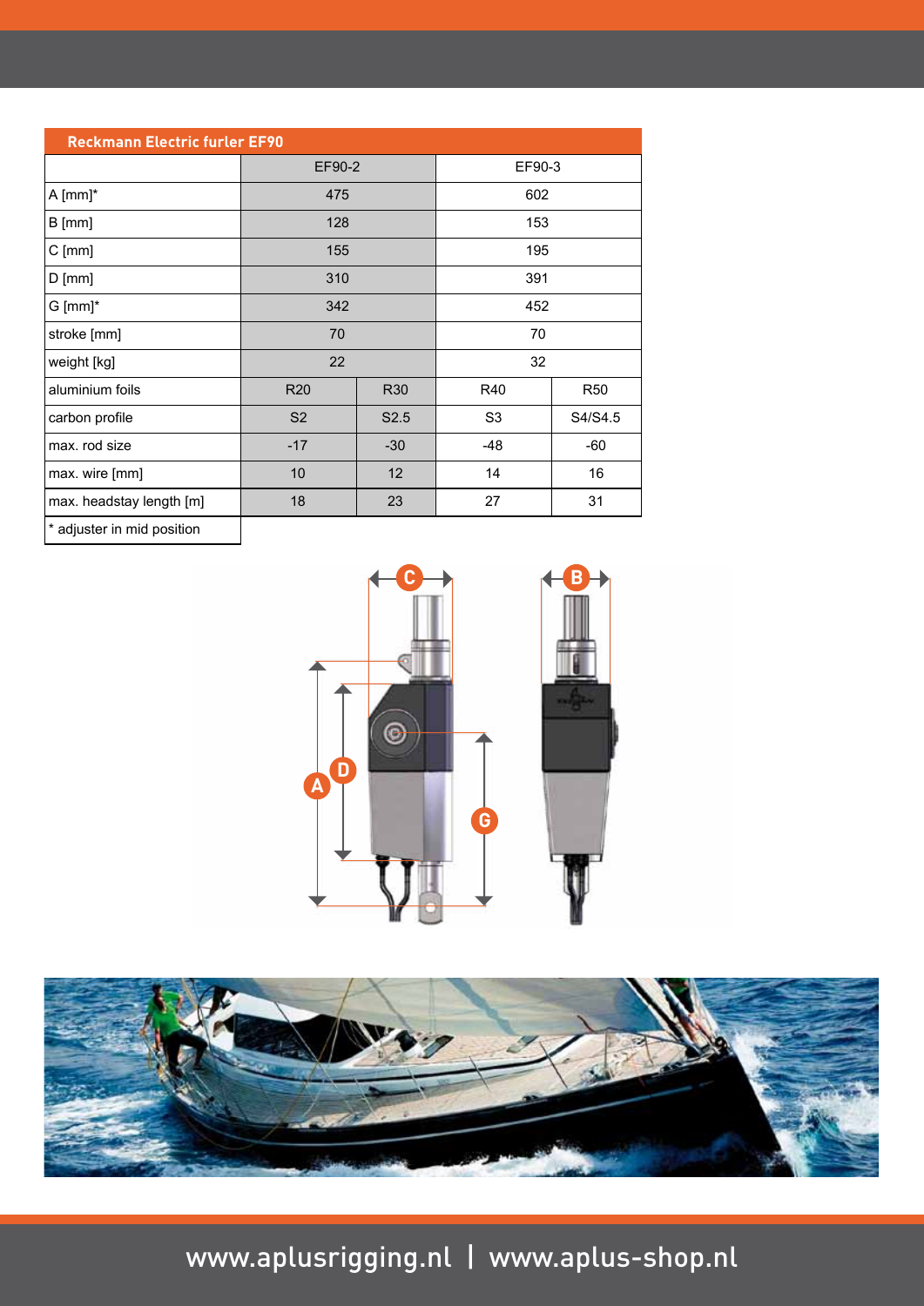## Reckmann Electric furler EF90

| | EF90-2 | | EF90-3 | |
|---|---|---|---|---|
| A [mm]* | 475 | | 602 | |
| B [mm] | 128 | | 153 | |
| C [mm] | 155 | | 195 | |
| D [mm] | 310 | | 391 | |
| G [mm]* | 342 | | 452 | |
| stroke [mm] | 70 | | 70 | |
| weight [kg] | 22 | | 32 | |
| aluminium foils | R20 | R30 | R40 | R50 |
| carbon profile | S2 | S2.5 | S3 | S4/S4.5 |
| max. rod size | -17 | -30 | -48 | -60 |
| max. wire [mm] | 10 | 12 | 14 | 16 |
| max. headstay length [m] | 18 | 23 | 27 | 31 |

\* adjuster in mid position

www.aplusrigging.nl | www.aplus-shop.nl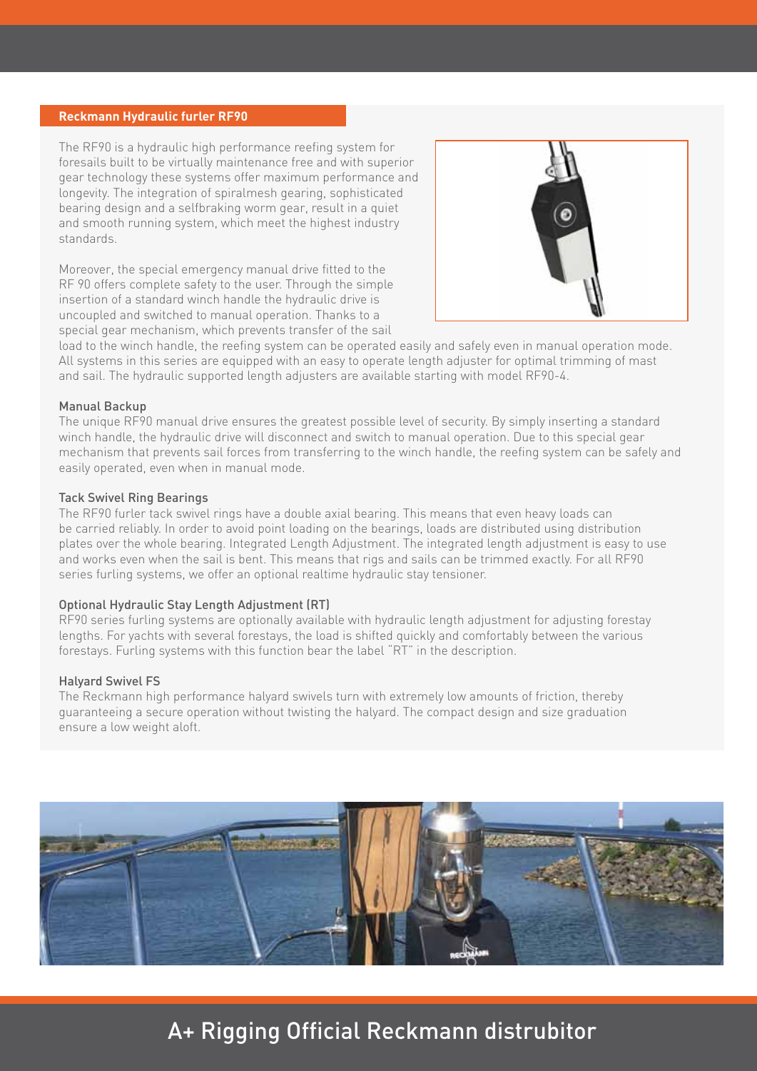## Reckmann Hydraulic furler RF90

The RF90 is a hydraulic high performance reefing system for foresails built to be virtually maintenance free and with superior gear technology these systems offer maximum performance and longevity. The integration of spiralmesh gearing, sophisticated bearing design and a selfbraking worm gear, result in a quiet and smooth running system, which meet the highest industry standards.

Moreover, the special emergency manual drive fitted to the RF 90 offers complete safety to the user. Through the simple insertion of a standard winch handle the hydraulic drive is uncoupled and switched to manual operation. Thanks to a special gear mechanism, which prevents transfer of the sail load to the winch handle, the reefing system can be operated easily and safely even in manual operation mode. All systems in this series are equipped with an easy to operate length adjuster for optimal trimming of mast and sail. The hydraulic supported length adjusters are available starting with model RF90-4.

### Manual Backup

The unique RF90 manual drive ensures the greatest possible level of security. By simply inserting a standard winch handle, the hydraulic drive will disconnect and switch to manual operation. Due to this special gear mechanism that prevents sail forces from transferring to the winch handle, the reefing system can be safely and easily operated, even when in manual mode.

### Tack Swivel Ring Bearings

The RF90 furler tack swivel rings have a double axial bearing. This means that even heavy loads can be carried reliably. In order to avoid point loading on the bearings, loads are distributed using distribution plates over the whole bearing. Integrated Length Adjustment. The integrated length adjustment is easy to use and works even when the sail is bent. This means that rigs and sails can be trimmed exactly. For all RF90 series furling systems, we offer an optional realtime hydraulic stay tensioner.

### Optional Hydraulic Stay Length Adjustment (RT)

RF90 series furling systems are optionally available with hydraulic length adjustment for adjusting forestay lengths. For yachts with several forestays, the load is shifted quickly and comfortably between the various forestays. Furling systems with this function bear the label "RT" in the description.

### Halyard Swivel FS

The Reckmann high performance halyard swivels turn with extremely low amounts of friction, thereby guaranteeing a secure operation without twisting the halyard. The compact design and size graduation ensure a low weight aloft.

A+ Rigging Official Reckmann distrubitor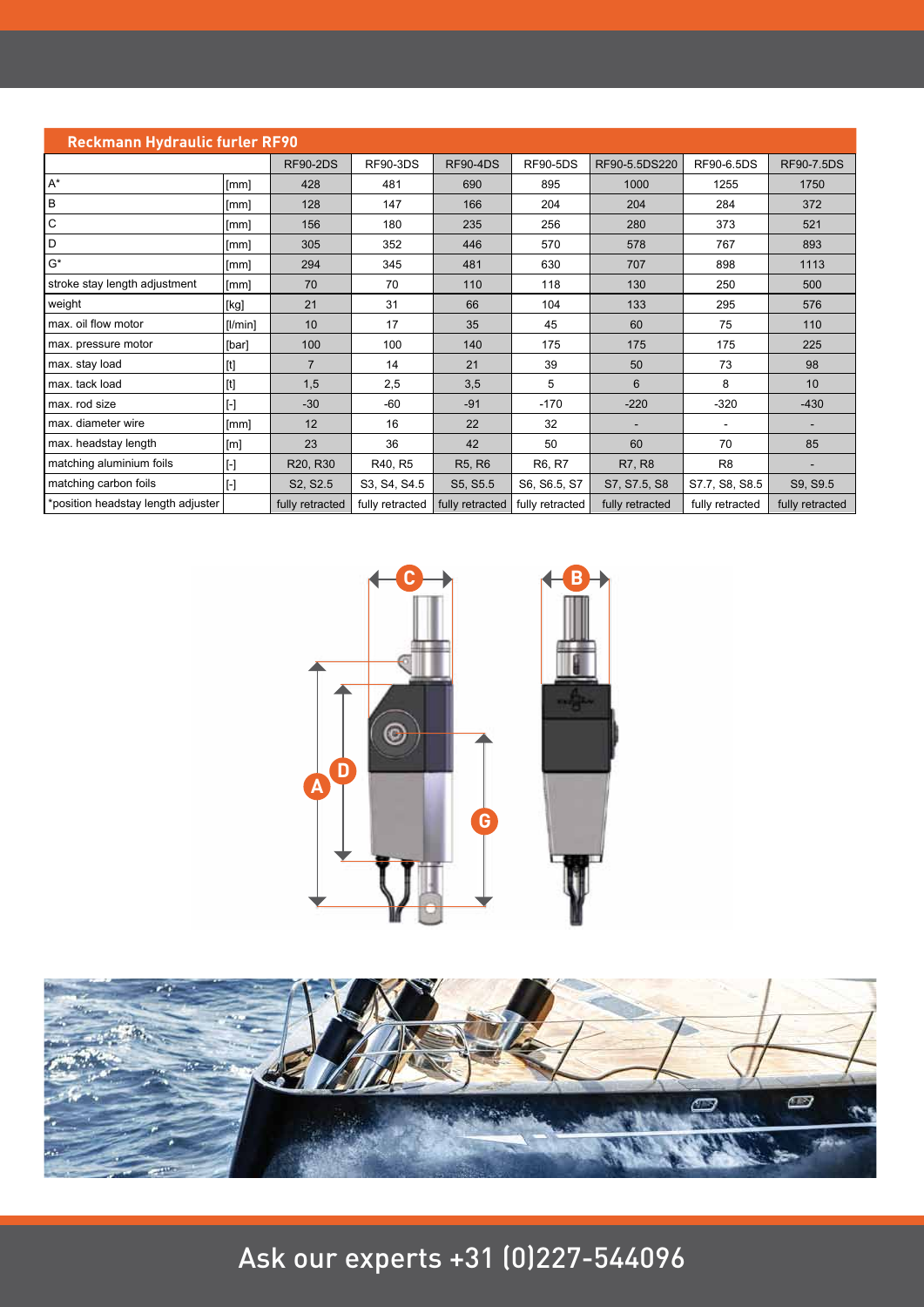## Reckmann Hydraulic furler RF90

| | | RF90-2DS | RF90-3DS | RF90-4DS | RF90-5DS | RF90-5.5DS220 | RF90-6.5DS | RF90-7.5DS |
|---|---|---|---|---|---|---|---|---|
| A* | [mm] | 428 | 481 | 690 | 895 | 1000 | 1255 | 1750 |
| B | [mm] | 128 | 147 | 166 | 204 | 204 | 284 | 372 |
| C | [mm] | 156 | 180 | 235 | 256 | 280 | 373 | 521 |
| D | [mm] | 305 | 352 | 446 | 570 | 578 | 767 | 893 |
| G* | [mm] | 294 | 345 | 481 | 630 | 707 | 898 | 1113 |
| stroke stay length adjustment | [mm] | 70 | 70 | 110 | 118 | 130 | 250 | 500 |
| weight | [kg] | 21 | 31 | 66 | 104 | 133 | 295 | 576 |
| max. oil flow motor | [l/min] | 10 | 17 | 35 | 45 | 60 | 75 | 110 |
| max. pressure motor | [bar] | 100 | 100 | 140 | 175 | 175 | 175 | 225 |
| max. stay load | [t] | 7 | 14 | 21 | 39 | 50 | 73 | 98 |
| max. tack load | [t] | 1,5 | 2,5 | 3,5 | 5 | 6 | 8 | 10 |
| max. rod size | [-] | -30 | -60 | -91 | -170 | -220 | -320 | -430 |
| max. diameter wire | [mm] | 12 | 16 | 22 | 32 | - | - | - |
| max. headstay length | [m] | 23 | 36 | 42 | 50 | 60 | 70 | 85 |
| matching aluminium foils | [-] | R20, R30 | R40, R5 | R5, R6 | R6, R7 | R7, R8 | R8 | - |
| matching carbon foils | [-] | S2, S2.5 | S3, S4, S4.5 | S5, S5.5 | S6, S6.5, S7 | S7, S7.5, S8 | S7.7, S8, S8.5 | S9, S9.5 |
| *position headstay length adjuster | | fully retracted | fully retracted | fully retracted | fully retracted | fully retracted | fully retracted | fully retracted |

C B D A G

Ask our experts +31 (0)227-544096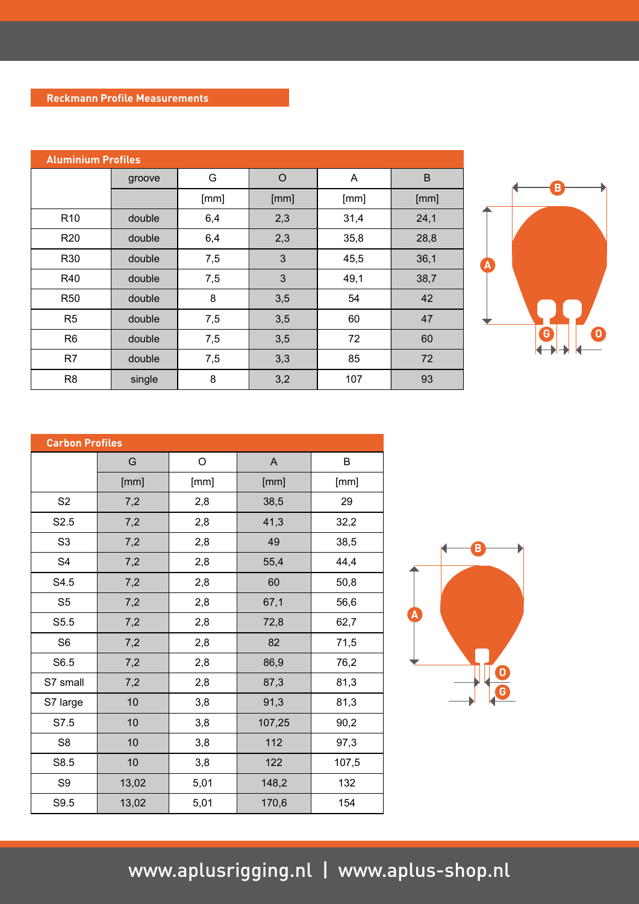## Reckmann Profile Measurements

### Aluminium Profiles

| | groove | G | O | A | B |
|---|---|---|---|---|---|
| | | [mm] | [mm] | [mm] | [mm] |
| R10 | double | 6,4 | 2,3 | 31,4 | 24,1 |
| R20 | double | 6,4 | 2,3 | 35,8 | 28,8 |
| R30 | double | 7,5 | 3 | 45,5 | 36,1 |
| R40 | double | 7,5 | 3 | 49,1 | 38,7 |
| R50 | double | 8 | 3,5 | 54 | 42 |
| R5 | double | 7,5 | 3,5 | 60 | 47 |
| R6 | double | 7,5 | 3,5 | 72 | 60 |
| R7 | double | 7,5 | 3,3 | 85 | 72 |
| R8 | single | 8 | 3,2 | 107 | 93 |

B
A
G
O

### Carbon Profiles

| | G | O | A | B |
|---|---|---|---|---|
| | [mm] | [mm] | [mm] | [mm] |
| S2 | 7,2 | 2,8 | 38,5 | 29 |
| S2.5 | 7,2 | 2,8 | 41,3 | 32,2 |
| S3 | 7,2 | 2,8 | 49 | 38,5 |
| S4 | 7,2 | 2,8 | 55,4 | 44,4 |
| S4.5 | 7,2 | 2,8 | 60 | 50,8 |
| S5 | 7,2 | 2,8 | 67,1 | 56,6 |
| S5.5 | 7,2 | 2,8 | 72,8 | 62,7 |
| S6 | 7,2 | 2,8 | 82 | 71,5 |
| S6.5 | 7,2 | 2,8 | 86,9 | 76,2 |
| S7 small | 7,2 | 2,8 | 87,3 | 81,3 |
| S7 large | 10 | 3,8 | 91,3 | 81,3 |
| S7.5 | 10 | 3,8 | 107,25 | 90,2 |
| S8 | 10 | 3,8 | 112 | 97,3 |
| S8.5 | 10 | 3,8 | 122 | 107,5 |
| S9 | 13,02 | 5,01 | 148,2 | 132 |
| S9.5 | 13,02 | 5,01 | 170,6 | 154 |

B
A
O
G

www.aplusrigging.nl | www.aplus-shop.nl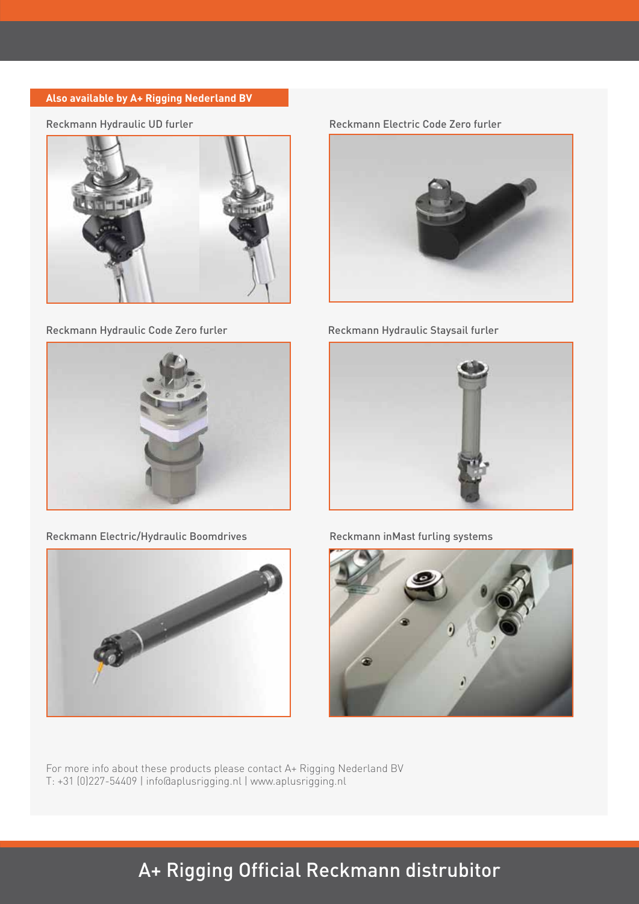## Also available by A+ Rigging Nederland BV

Reckmann Hydraulic UD furler

Reckmann Electric Code Zero furler

Reckmann Hydraulic Code Zero furler

Reckmann Hydraulic Staysail furler

Reckmann Electric/Hydraulic Boomdrives

Reckmann inMast furling systems

For more info about these products please contact A+ Rigging Nederland BV
T: +31 (0)227-54409 | info@aplusrigging.nl | www.aplusrigging.nl

A+ Rigging Official Reckmann distrubitor